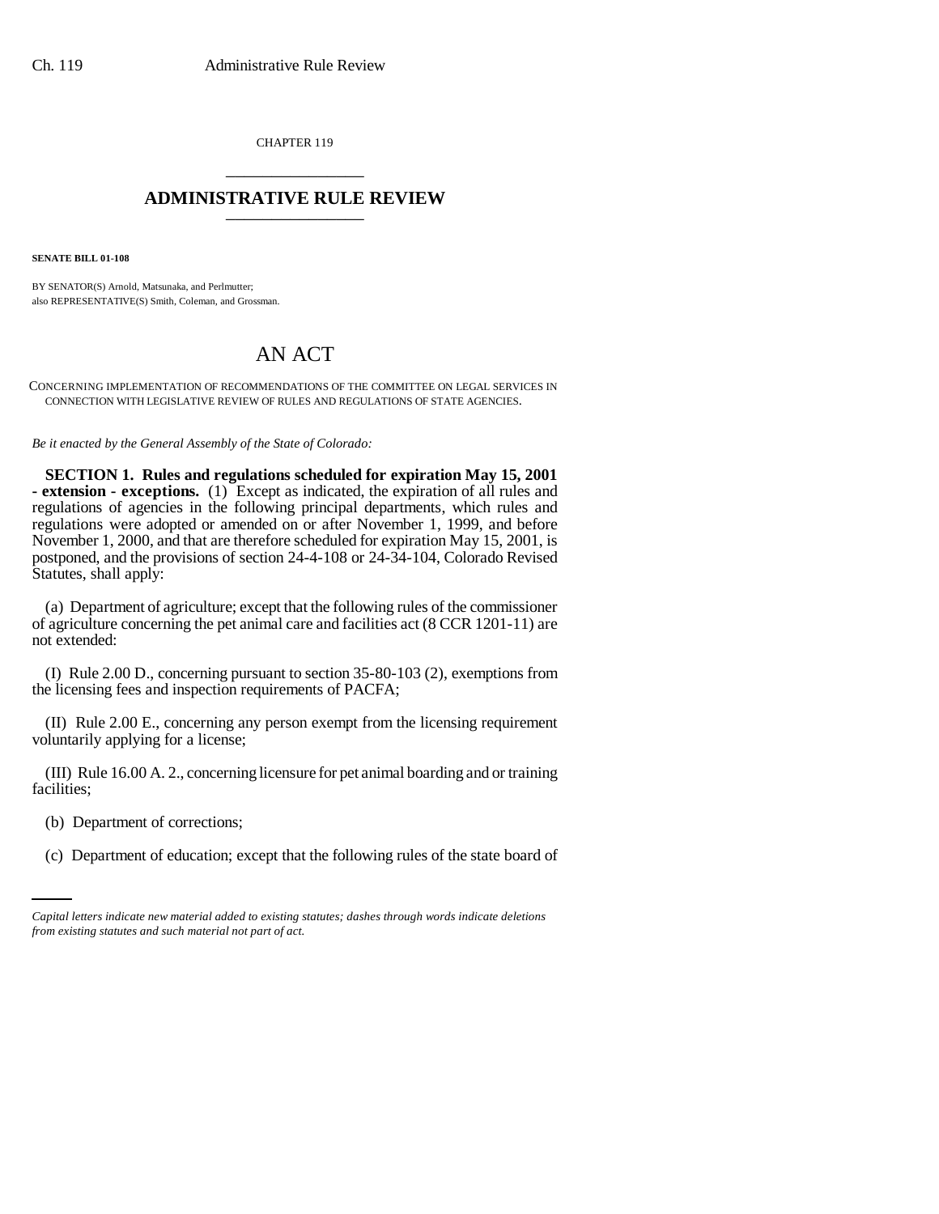CHAPTER 119

# ADMINISTRATIVE RULE REVIEW

**SENATE BILL 01-108**

BY SENATOR(S) Arnold, Matsunaka, and Perlmutter;
also REPRESENTATIVE(S) Smith, Coleman, and Grossman.

# AN ACT

CONCERNING IMPLEMENTATION OF RECOMMENDATIONS OF THE COMMITTEE ON LEGAL SERVICES IN CONNECTION WITH LEGISLATIVE REVIEW OF RULES AND REGULATIONS OF STATE AGENCIES.

*Be it enacted by the General Assembly of the State of Colorado:*

**SECTION 1. Rules and regulations scheduled for expiration May 15, 2001 - extension - exceptions.** (1) Except as indicated, the expiration of all rules and regulations of agencies in the following principal departments, which rules and regulations were adopted or amended on or after November 1, 1999, and before November 1, 2000, and that are therefore scheduled for expiration May 15, 2001, is postponed, and the provisions of section 24-4-108 or 24-34-104, Colorado Revised Statutes, shall apply:

(a) Department of agriculture; except that the following rules of the commissioner of agriculture concerning the pet animal care and facilities act (8 CCR 1201-11) are not extended:

(I) Rule 2.00 D., concerning pursuant to section 35-80-103 (2), exemptions from the licensing fees and inspection requirements of PACFA;

(II) Rule 2.00 E., concerning any person exempt from the licensing requirement voluntarily applying for a license;

(III) Rule 16.00 A. 2., concerning licensure for pet animal boarding and or training facilities;

(b) Department of corrections;

(c) Department of education; except that the following rules of the state board of

*Capital letters indicate new material added to existing statutes; dashes through words indicate deletions from existing statutes and such material not part of act.*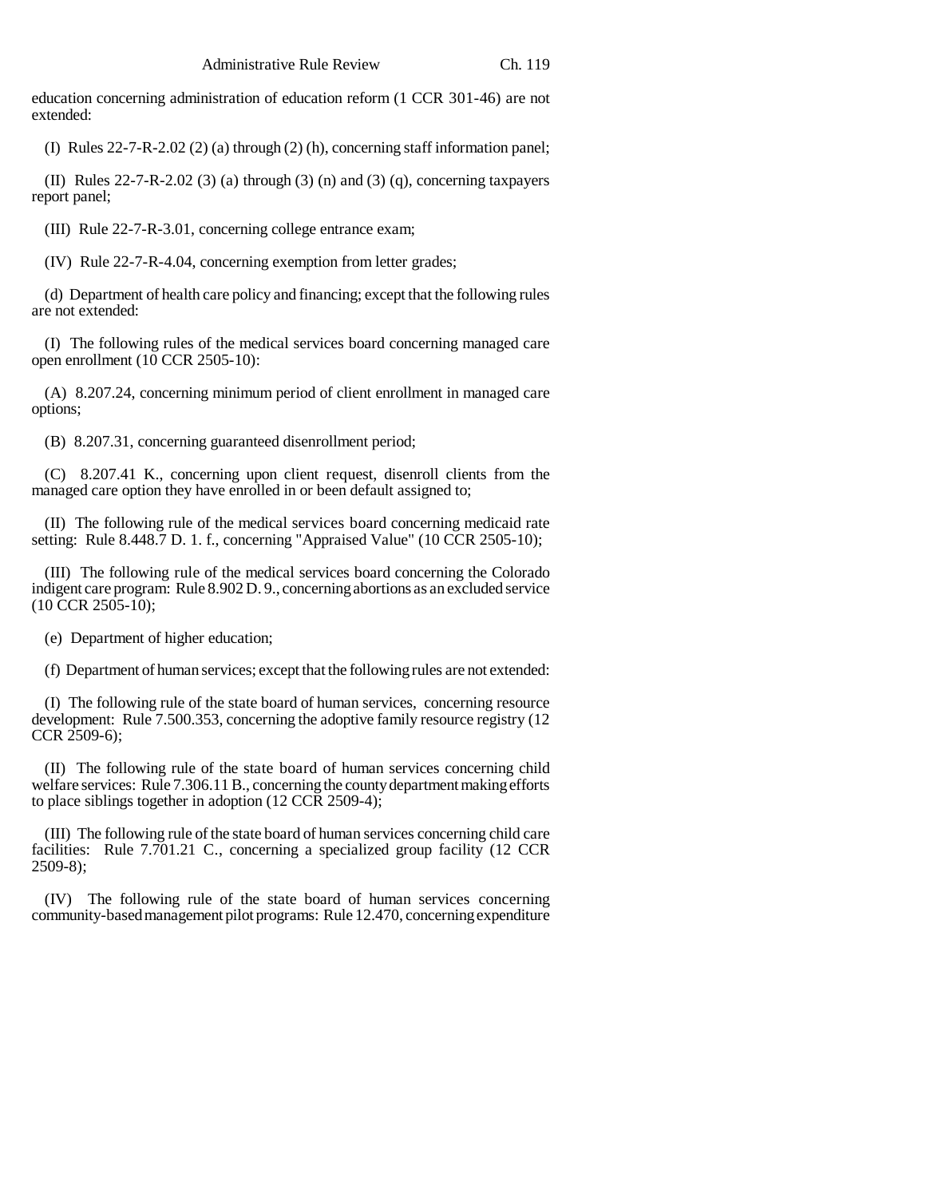education concerning administration of education reform (1 CCR 301-46) are not extended:

(I) Rules 22-7-R-2.02 (2) (a) through (2) (h), concerning staff information panel;

(II) Rules 22-7-R-2.02 (3) (a) through (3) (n) and (3) (q), concerning taxpayers report panel;

(III) Rule 22-7-R-3.01, concerning college entrance exam;

(IV) Rule 22-7-R-4.04, concerning exemption from letter grades;

(d) Department of health care policy and financing; except that the following rules are not extended:

(I) The following rules of the medical services board concerning managed care open enrollment (10 CCR 2505-10):

(A) 8.207.24, concerning minimum period of client enrollment in managed care options;

(B) 8.207.31, concerning guaranteed disenrollment period;

(C) 8.207.41 K., concerning upon client request, disenroll clients from the managed care option they have enrolled in or been default assigned to;

(II) The following rule of the medical services board concerning medicaid rate setting: Rule 8.448.7 D. 1. f., concerning "Appraised Value" (10 CCR 2505-10);

(III) The following rule of the medical services board concerning the Colorado indigent care program: Rule 8.902 D. 9., concerning abortions as an excluded service (10 CCR 2505-10);

(e) Department of higher education;

(f) Department of human services; except that the following rules are not extended:

(I) The following rule of the state board of human services, concerning resource development: Rule 7.500.353, concerning the adoptive family resource registry (12 CCR 2509-6);

(II) The following rule of the state board of human services concerning child welfare services: Rule 7.306.11 B., concerning the county department making efforts to place siblings together in adoption (12 CCR 2509-4);

(III) The following rule of the state board of human services concerning child care facilities: Rule 7.701.21 C., concerning a specialized group facility (12 CCR 2509-8);

(IV) The following rule of the state board of human services concerning community-based management pilot programs: Rule 12.470, concerning expenditure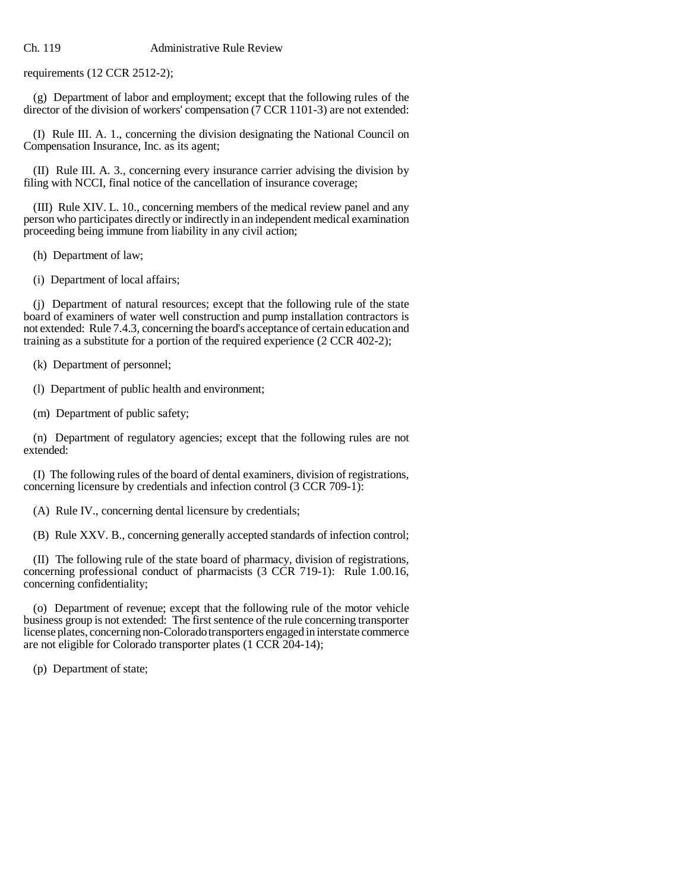requirements (12 CCR 2512-2);

(g) Department of labor and employment; except that the following rules of the director of the division of workers' compensation (7 CCR 1101-3) are not extended:

(I) Rule III. A. 1., concerning the division designating the National Council on Compensation Insurance, Inc. as its agent;

(II) Rule III. A. 3., concerning every insurance carrier advising the division by filing with NCCI, final notice of the cancellation of insurance coverage;

(III) Rule XIV. L. 10., concerning members of the medical review panel and any person who participates directly or indirectly in an independent medical examination proceeding being immune from liability in any civil action;

(h) Department of law;

(i) Department of local affairs;

(j) Department of natural resources; except that the following rule of the state board of examiners of water well construction and pump installation contractors is not extended: Rule 7.4.3, concerning the board's acceptance of certain education and training as a substitute for a portion of the required experience (2 CCR 402-2);

(k) Department of personnel;

(l) Department of public health and environment;

(m) Department of public safety;

(n) Department of regulatory agencies; except that the following rules are not extended:

(I) The following rules of the board of dental examiners, division of registrations, concerning licensure by credentials and infection control (3 CCR 709-1):

(A) Rule IV., concerning dental licensure by credentials;

(B) Rule XXV. B., concerning generally accepted standards of infection control;

(II) The following rule of the state board of pharmacy, division of registrations, concerning professional conduct of pharmacists (3 CCR 719-1): Rule 1.00.16, concerning confidentiality;

(o) Department of revenue; except that the following rule of the motor vehicle business group is not extended: The first sentence of the rule concerning transporter license plates, concerning non-Colorado transporters engaged in interstate commerce are not eligible for Colorado transporter plates (1 CCR 204-14);

(p) Department of state;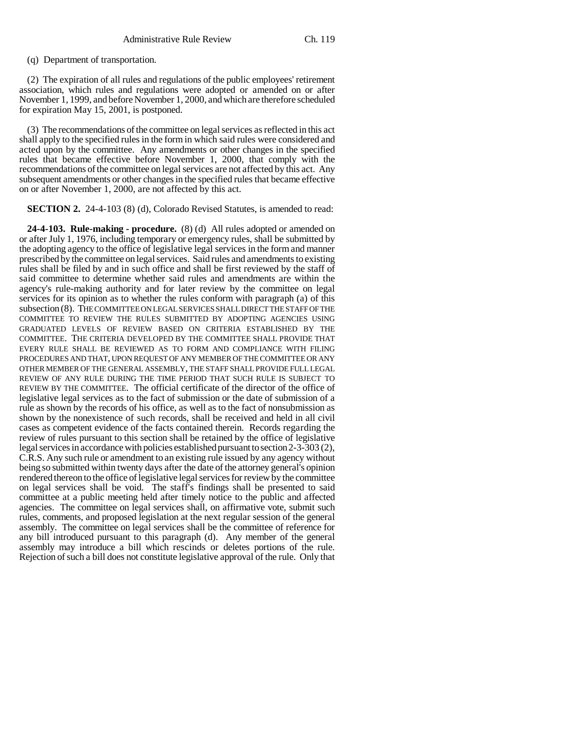(q) Department of transportation.

(2) The expiration of all rules and regulations of the public employees' retirement association, which rules and regulations were adopted or amended on or after November 1, 1999, and before November 1, 2000, and which are therefore scheduled for expiration May 15, 2001, is postponed.

(3) The recommendations of the committee on legal services as reflected in this act shall apply to the specified rules in the form in which said rules were considered and acted upon by the committee. Any amendments or other changes in the specified rules that became effective before November 1, 2000, that comply with the recommendations of the committee on legal services are not affected by this act. Any subsequent amendments or other changes in the specified rules that became effective on or after November 1, 2000, are not affected by this act.

**SECTION 2.** 24-4-103 (8) (d), Colorado Revised Statutes, is amended to read:

**24-4-103. Rule-making - procedure.** (8) (d) All rules adopted or amended on or after July 1, 1976, including temporary or emergency rules, shall be submitted by the adopting agency to the office of legislative legal services in the form and manner prescribed by the committee on legal services. Said rules and amendments to existing rules shall be filed by and in such office and shall be first reviewed by the staff of said committee to determine whether said rules and amendments are within the agency's rule-making authority and for later review by the committee on legal services for its opinion as to whether the rules conform with paragraph (a) of this subsection (8). THE COMMITTEE ON LEGAL SERVICES SHALL DIRECT THE STAFF OF THE COMMITTEE TO REVIEW THE RULES SUBMITTED BY ADOPTING AGENCIES USING GRADUATED LEVELS OF REVIEW BASED ON CRITERIA ESTABLISHED BY THE COMMITTEE. THE CRITERIA DEVELOPED BY THE COMMITTEE SHALL PROVIDE THAT EVERY RULE SHALL BE REVIEWED AS TO FORM AND COMPLIANCE WITH FILING PROCEDURES AND THAT, UPON REQUEST OF ANY MEMBER OF THE COMMITTEE OR ANY OTHER MEMBER OF THE GENERAL ASSEMBLY, THE STAFF SHALL PROVIDE FULL LEGAL REVIEW OF ANY RULE DURING THE TIME PERIOD THAT SUCH RULE IS SUBJECT TO REVIEW BY THE COMMITTEE. The official certificate of the director of the office of legislative legal services as to the fact of submission or the date of submission of a rule as shown by the records of his office, as well as to the fact of nonsubmission as shown by the nonexistence of such records, shall be received and held in all civil cases as competent evidence of the facts contained therein. Records regarding the review of rules pursuant to this section shall be retained by the office of legislative legal services in accordance with policies established pursuant to section 2-3-303 (2), C.R.S. Any such rule or amendment to an existing rule issued by any agency without being so submitted within twenty days after the date of the attorney general's opinion rendered thereon to the office of legislative legal services for review by the committee on legal services shall be void. The staff's findings shall be presented to said committee at a public meeting held after timely notice to the public and affected agencies. The committee on legal services shall, on affirmative vote, submit such rules, comments, and proposed legislation at the next regular session of the general assembly. The committee on legal services shall be the committee of reference for any bill introduced pursuant to this paragraph (d). Any member of the general assembly may introduce a bill which rescinds or deletes portions of the rule. Rejection of such a bill does not constitute legislative approval of the rule. Only that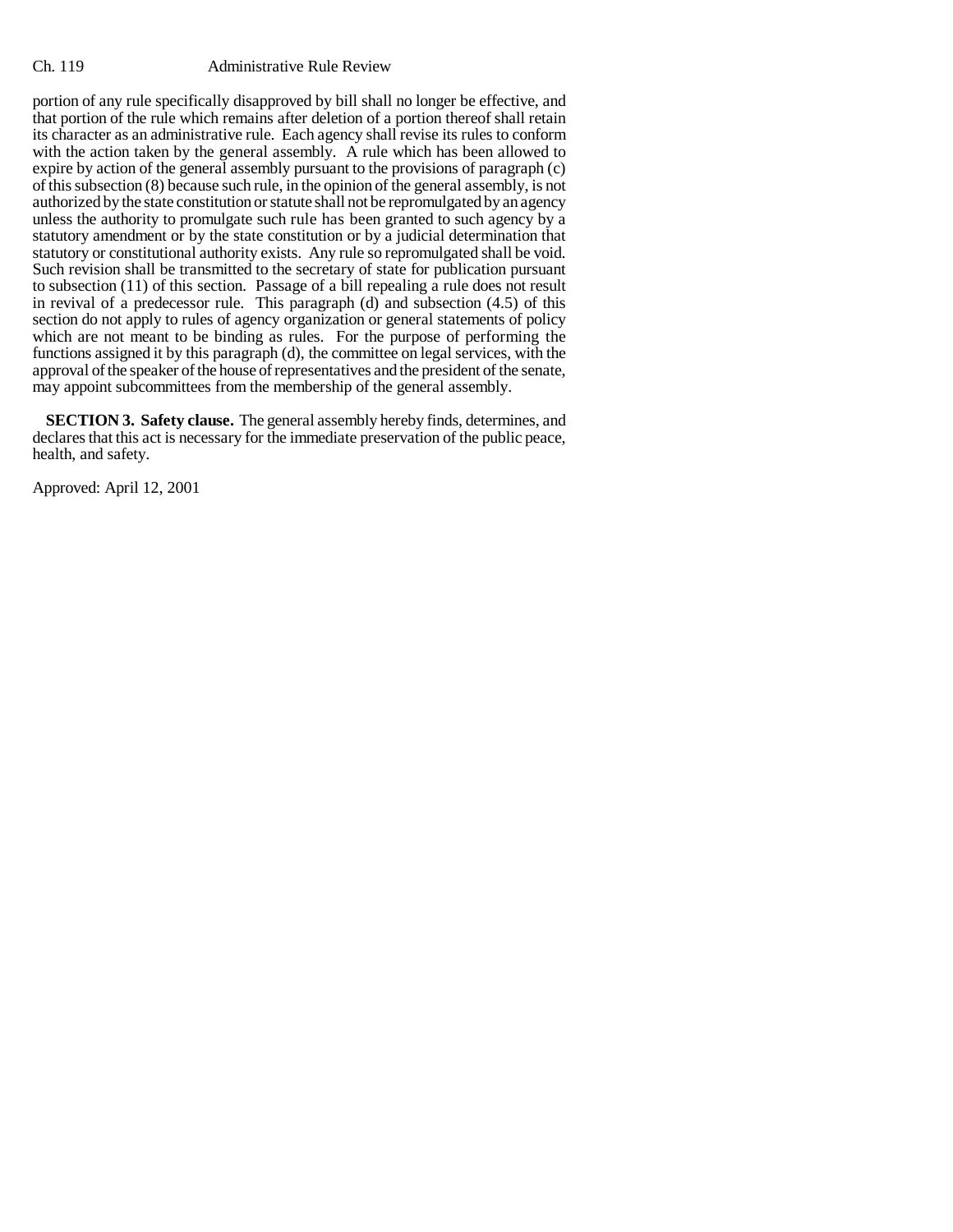portion of any rule specifically disapproved by bill shall no longer be effective, and that portion of the rule which remains after deletion of a portion thereof shall retain its character as an administrative rule. Each agency shall revise its rules to conform with the action taken by the general assembly. A rule which has been allowed to expire by action of the general assembly pursuant to the provisions of paragraph (c) of this subsection (8) because such rule, in the opinion of the general assembly, is not authorized by the state constitution or statute shall not be repromulgated by an agency unless the authority to promulgate such rule has been granted to such agency by a statutory amendment or by the state constitution or by a judicial determination that statutory or constitutional authority exists. Any rule so repromulgated shall be void. Such revision shall be transmitted to the secretary of state for publication pursuant to subsection (11) of this section. Passage of a bill repealing a rule does not result in revival of a predecessor rule. This paragraph (d) and subsection (4.5) of this section do not apply to rules of agency organization or general statements of policy which are not meant to be binding as rules. For the purpose of performing the functions assigned it by this paragraph (d), the committee on legal services, with the approval of the speaker of the house of representatives and the president of the senate, may appoint subcommittees from the membership of the general assembly.

**SECTION 3. Safety clause.** The general assembly hereby finds, determines, and declares that this act is necessary for the immediate preservation of the public peace, health, and safety.

Approved: April 12, 2001